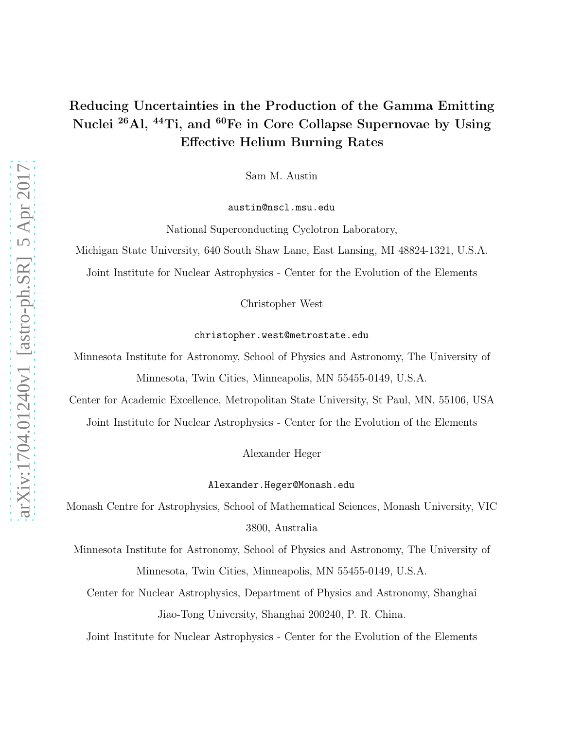# Reducing Uncertainties in the Production of the Gamma Emitting Nuclei $^{26}$Al, $^{44}$Ti, and $^{60}$Fe in Core Collapse Supernovae by Using Effective Helium Burning Rates

Sam M. Austin

austin@nscl.msu.edu

National Superconducting Cyclotron Laboratory,

Michigan State University, 640 South Shaw Lane, East Lansing, MI 48824-1321, U.S.A.

Joint Institute for Nuclear Astrophysics - Center for the Evolution of the Elements

Christopher West

christopher.west@metrostate.edu

Minnesota Institute for Astronomy, School of Physics and Astronomy, The University of Minnesota, Twin Cities, Minneapolis, MN 55455-0149, U.S.A.

Center for Academic Excellence, Metropolitan State University, St Paul, MN, 55106, USA

Joint Institute for Nuclear Astrophysics - Center for the Evolution of the Elements

Alexander Heger

Alexander.Heger@Monash.edu

Monash Centre for Astrophysics, School of Mathematical Sciences, Monash University, VIC 3800, Australia

Minnesota Institute for Astronomy, School of Physics and Astronomy, The University of Minnesota, Twin Cities, Minneapolis, MN 55455-0149, U.S.A.

Center for Nuclear Astrophysics, Department of Physics and Astronomy, Shanghai Jiao-Tong University, Shanghai 200240, P. R. China.

Joint Institute for Nuclear Astrophysics - Center for the Evolution of the Elements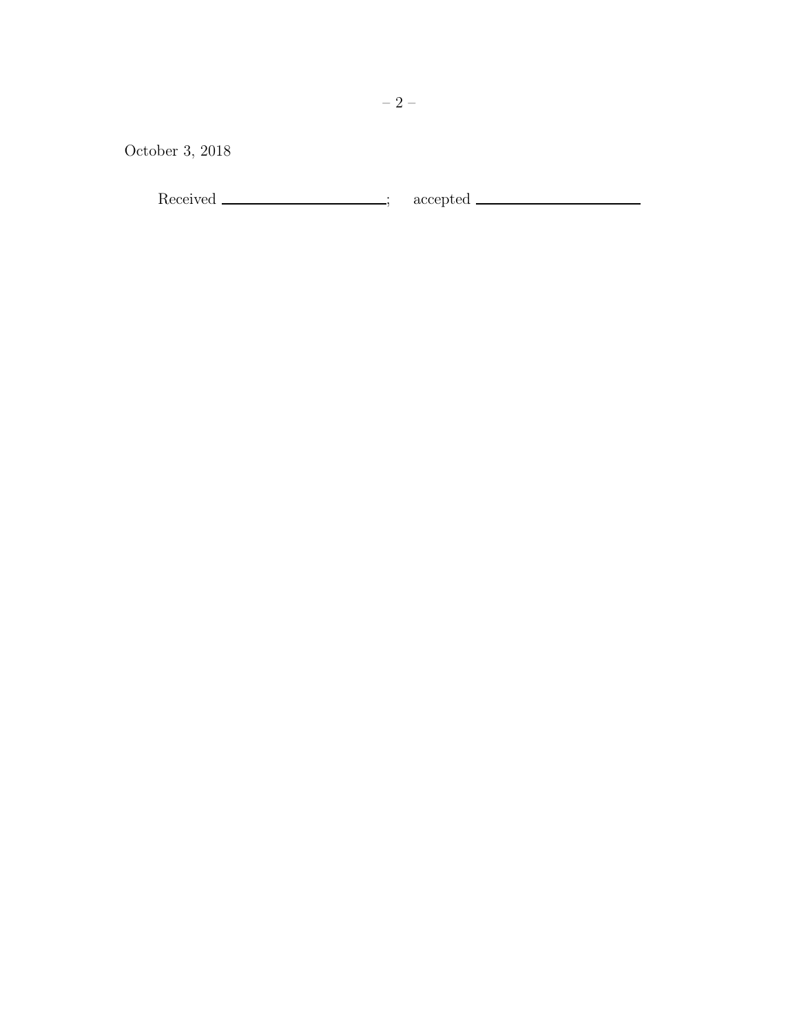October 3, 2018

Received \_\_\_\_\_\_\_\_\_\_\_\_\_\_\_\_\_\_\_\_\_\_\_\_; accepted \_\_\_\_\_\_\_\_\_\_\_\_\_\_\_\_\_\_\_\_\_\_\_\_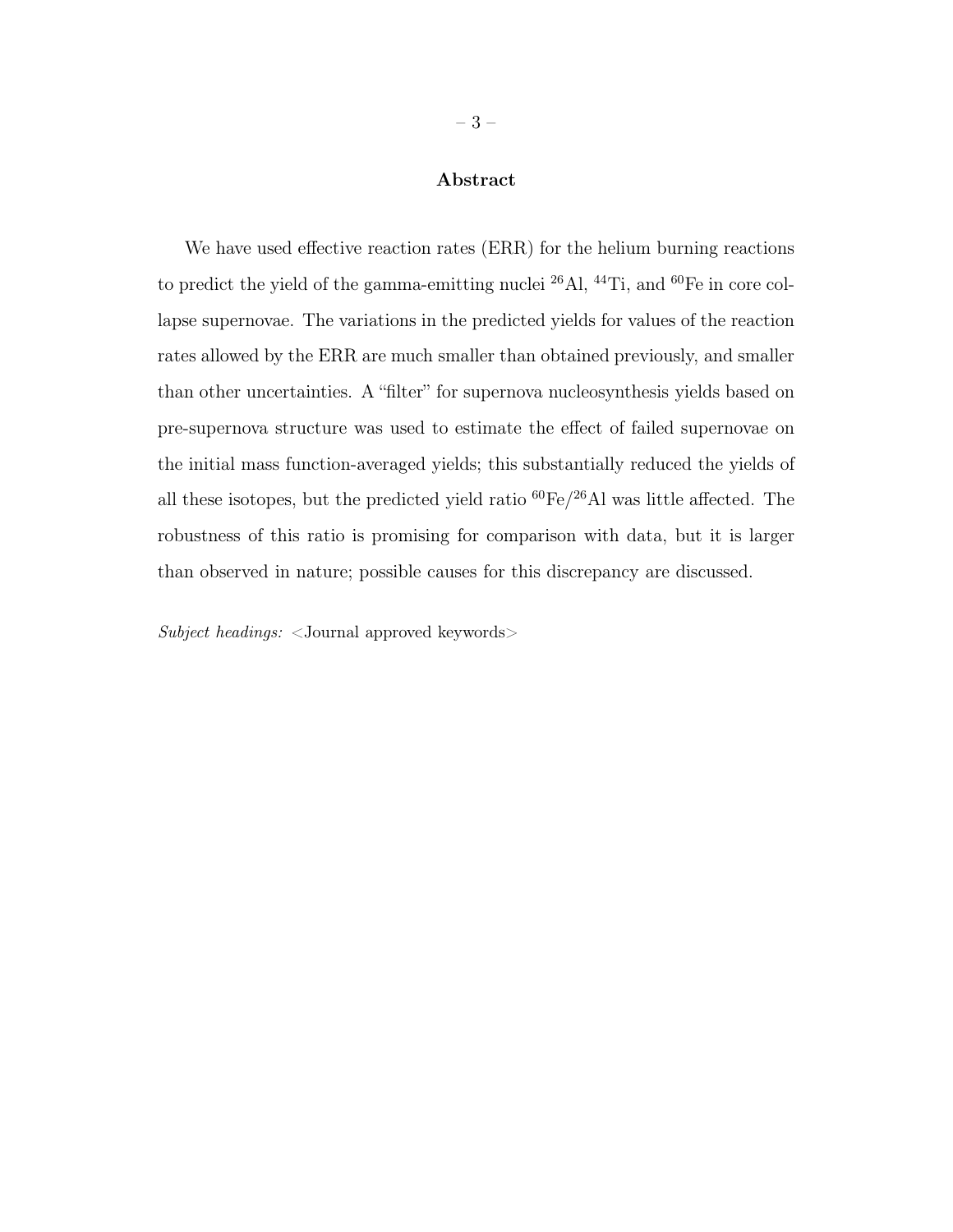## Abstract

We have used effective reaction rates (ERR) for the helium burning reactions to predict the yield of the gamma-emitting nuclei $^{26}$Al, $^{44}$Ti, and $^{60}$Fe in core collapse supernovae. The variations in the predicted yields for values of the reaction rates allowed by the ERR are much smaller than obtained previously, and smaller than other uncertainties. A "filter" for supernova nucleosynthesis yields based on pre-supernova structure was used to estimate the effect of failed supernovae on the initial mass function-averaged yields; this substantially reduced the yields of all these isotopes, but the predicted yield ratio $^{60}$Fe/$^{26}$Al was little affected. The robustness of this ratio is promising for comparison with data, but it is larger than observed in nature; possible causes for this discrepancy are discussed.

*Subject headings:* <Journal approved keywords>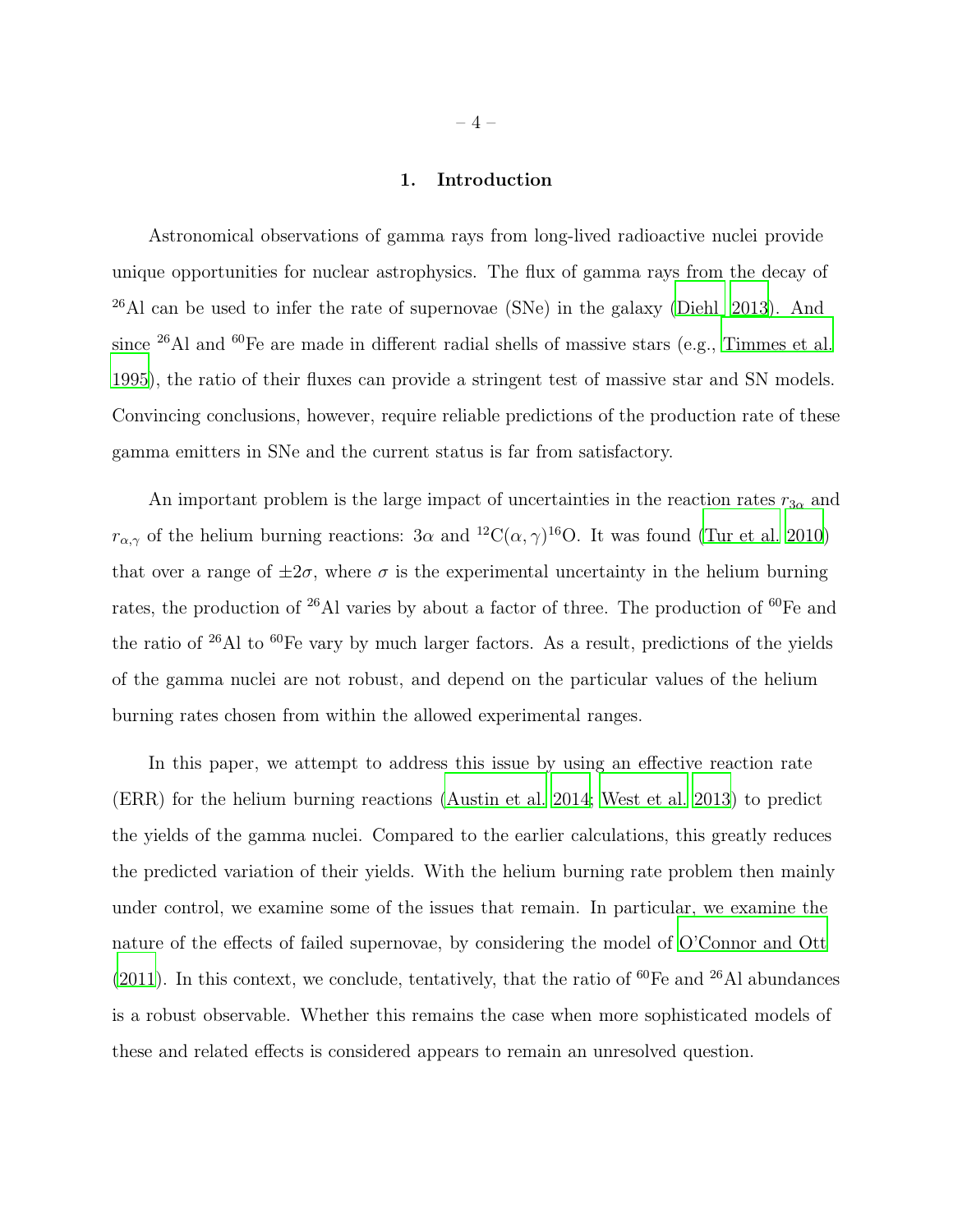## 1. Introduction

Astronomical observations of gamma rays from long-lived radioactive nuclei provide unique opportunities for nuclear astrophysics. The flux of gamma rays from the decay of $^{26}$Al can be used to infer the rate of supernovae (SNe) in the galaxy (Diehl 2013). And since $^{26}$Al and $^{60}$Fe are made in different radial shells of massive stars (e.g., Timmes et al. 1995), the ratio of their fluxes can provide a stringent test of massive star and SN models. Convincing conclusions, however, require reliable predictions of the production rate of these gamma emitters in SNe and the current status is far from satisfactory.

An important problem is the large impact of uncertainties in the reaction rates $r_{3\alpha}$ and $r_{\alpha,\gamma}$ of the helium burning reactions: $3\alpha$ and $^{12}$C$(\alpha,\gamma)^{16}$O. It was found (Tur et al. 2010) that over a range of $\pm 2\sigma$, where $\sigma$ is the experimental uncertainty in the helium burning rates, the production of $^{26}$Al varies by about a factor of three. The production of $^{60}$Fe and the ratio of $^{26}$Al to $^{60}$Fe vary by much larger factors. As a result, predictions of the yields of the gamma nuclei are not robust, and depend on the particular values of the helium burning rates chosen from within the allowed experimental ranges.

In this paper, we attempt to address this issue by using an effective reaction rate (ERR) for the helium burning reactions (Austin et al. 2014; West et al. 2013) to predict the yields of the gamma nuclei. Compared to the earlier calculations, this greatly reduces the predicted variation of their yields. With the helium burning rate problem then mainly under control, we examine some of the issues that remain. In particular, we examine the nature of the effects of failed supernovae, by considering the model of O'Connor and Ott (2011). In this context, we conclude, tentatively, that the ratio of $^{60}$Fe and $^{26}$Al abundances is a robust observable. Whether this remains the case when more sophisticated models of these and related effects is considered appears to remain an unresolved question.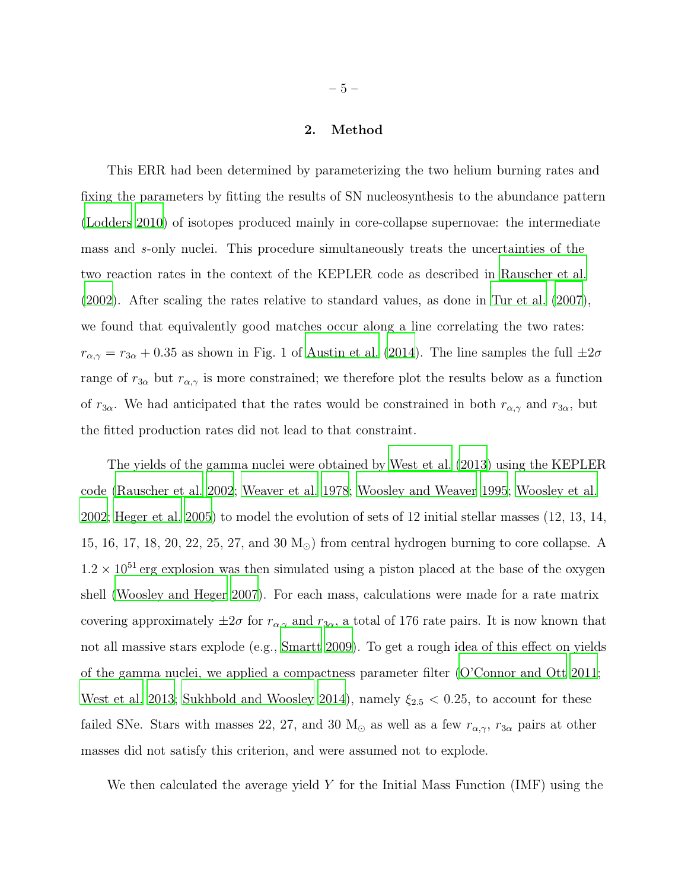## 2. Method

This ERR had been determined by parameterizing the two helium burning rates and fixing the parameters by fitting the results of SN nucleosynthesis to the abundance pattern (Lodders 2010) of isotopes produced mainly in core-collapse supernovae: the intermediate mass and *s*-only nuclei. This procedure simultaneously treats the uncertainties of the two reaction rates in the context of the KEPLER code as described in Rauscher et al. (2002). After scaling the rates relative to standard values, as done in Tur et al. (2007), we found that equivalently good matches occur along a line correlating the two rates: $r_{\alpha,\gamma} = r_{3\alpha} + 0.35$ as shown in Fig. 1 of Austin et al. (2014). The line samples the full $\pm 2\sigma$ range of $r_{3\alpha}$ but $r_{\alpha,\gamma}$ is more constrained; we therefore plot the results below as a function of $r_{3\alpha}$. We had anticipated that the rates would be constrained in both $r_{\alpha,\gamma}$ and $r_{3\alpha}$, but the fitted production rates did not lead to that constraint.

The yields of the gamma nuclei were obtained by West et al. (2013) using the KEPLER code (Rauscher et al. 2002; Weaver et al. 1978; Woosley and Weaver 1995; Woosley et al. 2002; Heger et al. 2005) to model the evolution of sets of 12 initial stellar masses (12, 13, 14, 15, 16, 17, 18, 20, 22, 25, 27, and 30 $M_\odot$) from central hydrogen burning to core collapse. A $1.2 \times 10^{51}$ erg explosion was then simulated using a piston placed at the base of the oxygen shell (Woosley and Heger 2007). For each mass, calculations were made for a rate matrix covering approximately $\pm 2\sigma$ for $r_{\alpha,\gamma}$ and $r_{3\alpha}$, a total of 176 rate pairs. It is now known that not all massive stars explode (e.g., Smartt 2009). To get a rough idea of this effect on yields of the gamma nuclei, we applied a compactness parameter filter (O'Connor and Ott 2011; West et al. 2013; Sukhbold and Woosley 2014), namely $\xi_{2.5} < 0.25$, to account for these failed SNe. Stars with masses 22, 27, and 30 $M_\odot$ as well as a few $r_{\alpha,\gamma}$, $r_{3\alpha}$ pairs at other masses did not satisfy this criterion, and were assumed not to explode.

We then calculated the average yield $Y$ for the Initial Mass Function (IMF) using the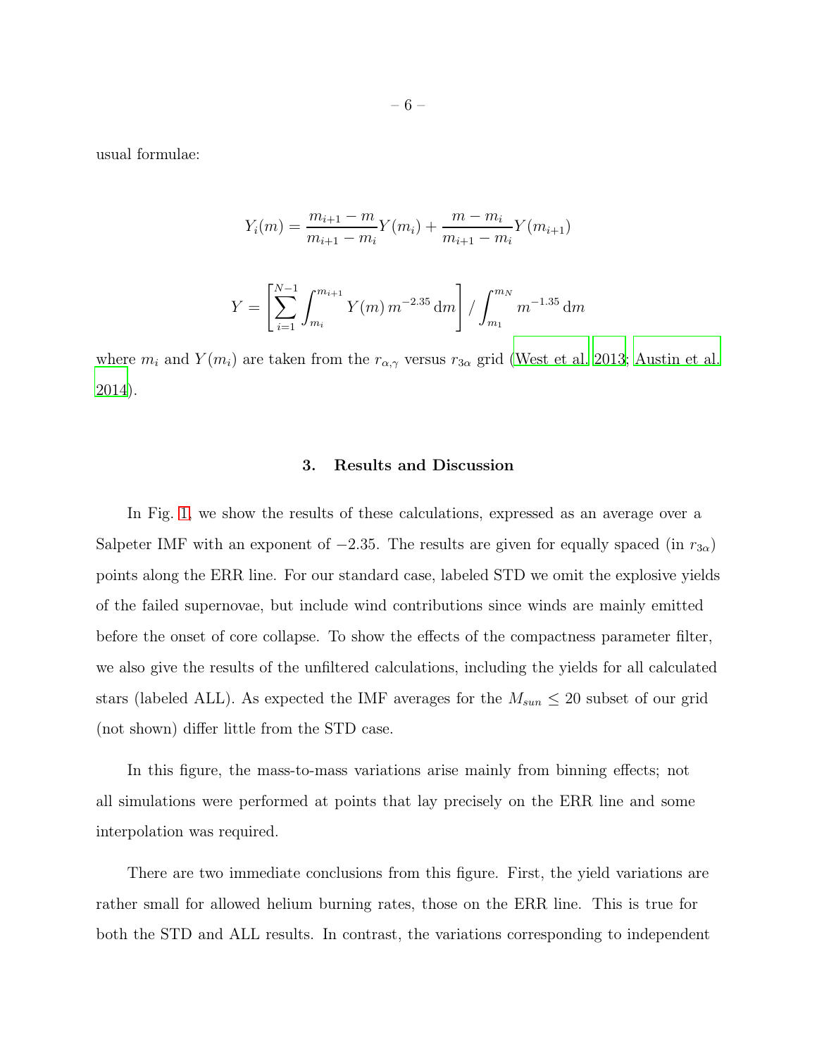usual formulae:

$$Y_i(m) = \frac{m_{i+1} - m}{m_{i+1} - m_i} Y(m_i) + \frac{m - m_i}{m_{i+1} - m_i} Y(m_{i+1})$$

$$Y = \left[ \sum_{i=1}^{N-1} \int_{m_i}^{m_{i+1}} Y(m)\, m^{-2.35}\, \mathrm{d}m \right] / \int_{m_1}^{m_N} m^{-1.35}\, \mathrm{d}m$$

where $m_i$ and $Y(m_i)$ are taken from the $r_{\alpha,\gamma}$ versus $r_{3\alpha}$ grid (West et al. 2013; Austin et al. 2014).

## 3. Results and Discussion

In Fig. 1, we show the results of these calculations, expressed as an average over a Salpeter IMF with an exponent of $-2.35$. The results are given for equally spaced (in $r_{3\alpha}$) points along the ERR line. For our standard case, labeled STD we omit the explosive yields of the failed supernovae, but include wind contributions since winds are mainly emitted before the onset of core collapse. To show the effects of the compactness parameter filter, we also give the results of the unfiltered calculations, including the yields for all calculated stars (labeled ALL). As expected the IMF averages for the $M_{sun} \leq 20$ subset of our grid (not shown) differ little from the STD case.

In this figure, the mass-to-mass variations arise mainly from binning effects; not all simulations were performed at points that lay precisely on the ERR line and some interpolation was required.

There are two immediate conclusions from this figure. First, the yield variations are rather small for allowed helium burning rates, those on the ERR line. This is true for both the STD and ALL results. In contrast, the variations corresponding to independent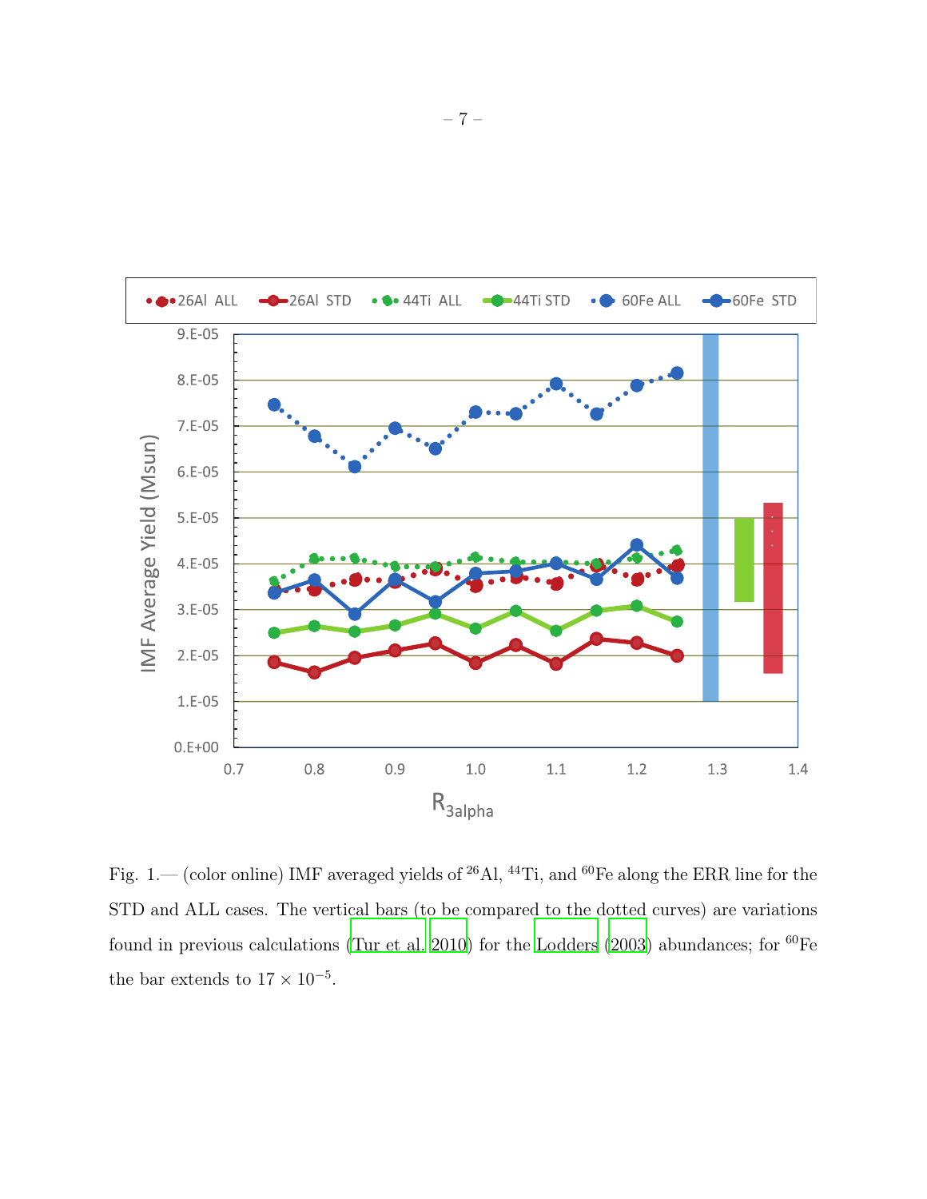Fig. 1.— (color online) IMF averaged yields of $^{26}$Al, $^{44}$Ti, and $^{60}$Fe along the ERR line for the STD and ALL cases. The vertical bars (to be compared to the dotted curves) are variations found in previous calculations (Tur et al. 2010) for the Lodders (2003) abundances; for $^{60}$Fe the bar extends to $17 \times 10^{-5}$.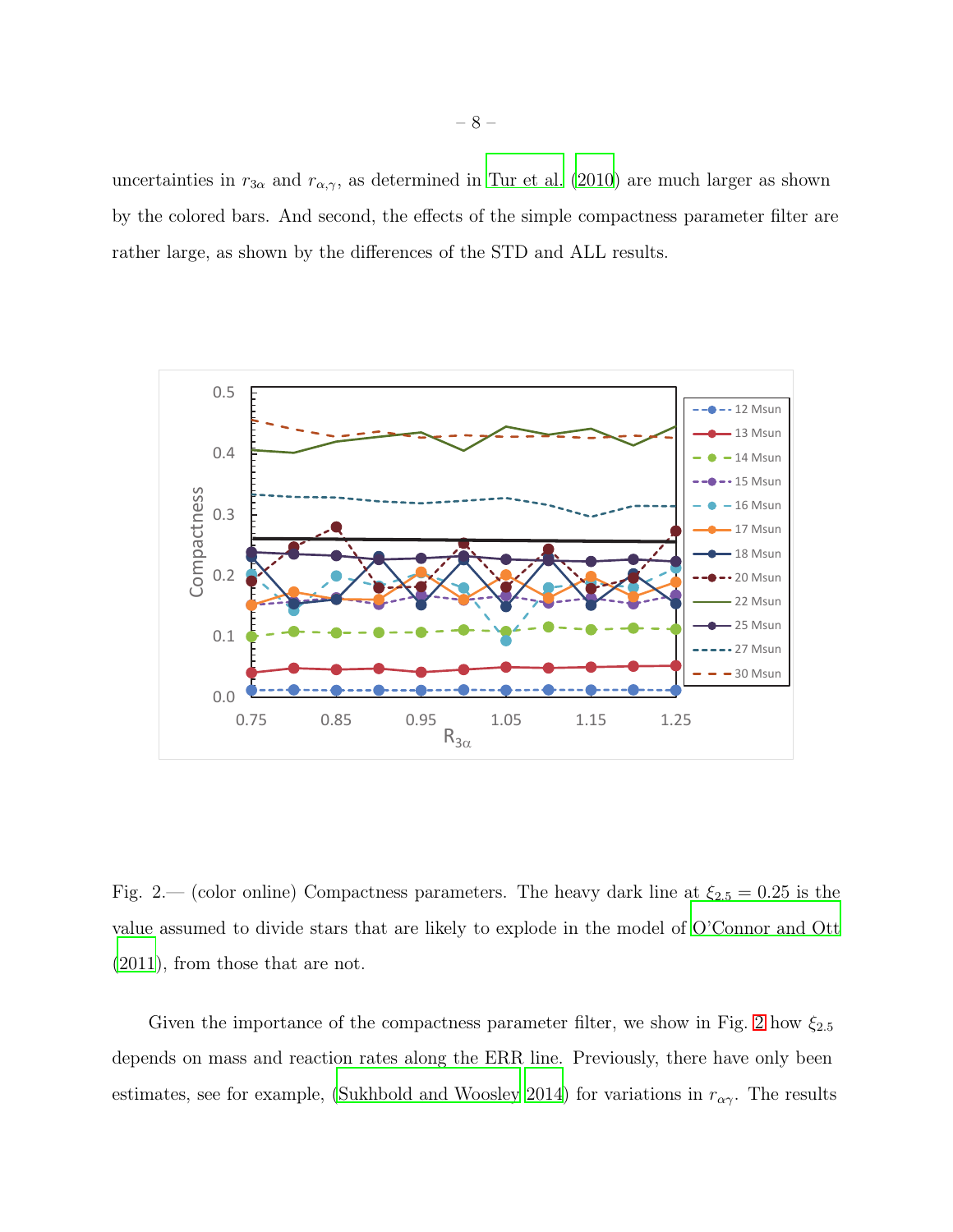uncertainties in $r_{3\alpha}$ and $r_{\alpha,\gamma}$, as determined in Tur et al. (2010) are much larger as shown by the colored bars. And second, the effects of the simple compactness parameter filter are rather large, as shown by the differences of the STD and ALL results.

Fig. 2.— (color online) Compactness parameters. The heavy dark line at $\xi_{2.5} = 0.25$ is the value assumed to divide stars that are likely to explode in the model of O'Connor and Ott (2011), from those that are not.

Given the importance of the compactness parameter filter, we show in Fig. 2 how $\xi_{2.5}$ depends on mass and reaction rates along the ERR line. Previously, there have only been estimates, see for example, (Sukhbold and Woosley 2014) for variations in $r_{\alpha\gamma}$. The results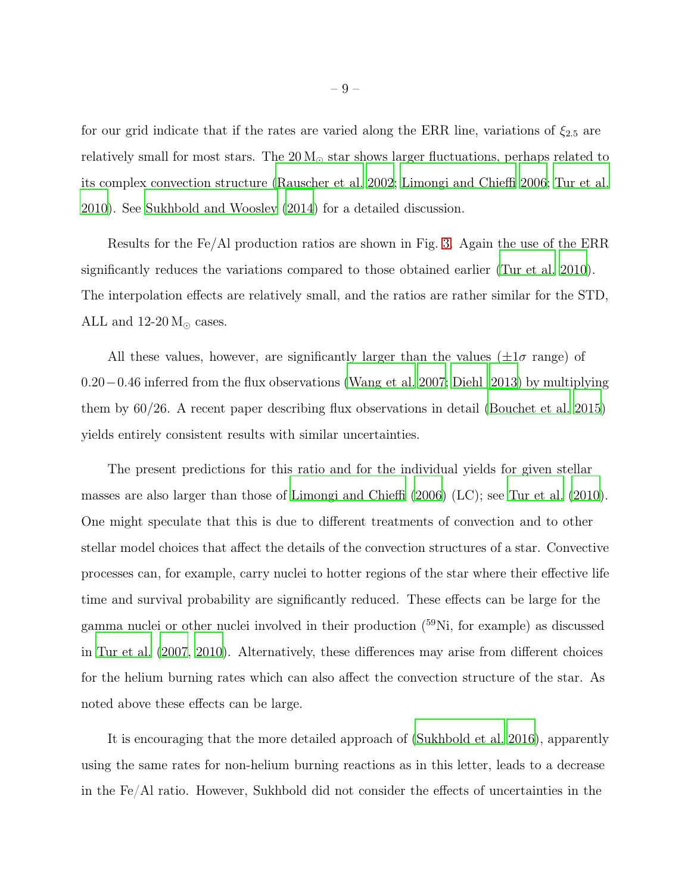for our grid indicate that if the rates are varied along the ERR line, variations of $\xi_{2.5}$ are relatively small for most stars. The 20 $M_\odot$ star shows larger fluctuations, perhaps related to its complex convection structure (Rauscher et al. 2002; Limongi and Chieffi 2006; Tur et al. 2010). See Sukhbold and Woosley (2014) for a detailed discussion.

Results for the Fe/Al production ratios are shown in Fig. 3. Again the use of the ERR significantly reduces the variations compared to those obtained earlier (Tur et al. 2010). The interpolation effects are relatively small, and the ratios are rather similar for the STD, ALL and 12-20 $M_\odot$ cases.

All these values, however, are significantly larger than the values ($\pm 1\sigma$ range) of $0.20 - 0.46$ inferred from the flux observations (Wang et al. 2007; Diehl 2013) by multiplying them by 60/26. A recent paper describing flux observations in detail (Bouchet et al. 2015) yields entirely consistent results with similar uncertainties.

The present predictions for this ratio and for the individual yields for given stellar masses are also larger than those of Limongi and Chieffi (2006) (LC); see Tur et al. (2010). One might speculate that this is due to different treatments of convection and to other stellar model choices that affect the details of the convection structures of a star. Convective processes can, for example, carry nuclei to hotter regions of the star where their effective life time and survival probability are significantly reduced. These effects can be large for the gamma nuclei or other nuclei involved in their production ($^{59}$Ni, for example) as discussed in Tur et al. (2007, 2010). Alternatively, these differences may arise from different choices for the helium burning rates which can also affect the convection structure of the star. As noted above these effects can be large.

It is encouraging that the more detailed approach of (Sukhbold et al. 2016), apparently using the same rates for non-helium burning reactions as in this letter, leads to a decrease in the Fe/Al ratio. However, Sukhbold did not consider the effects of uncertainties in the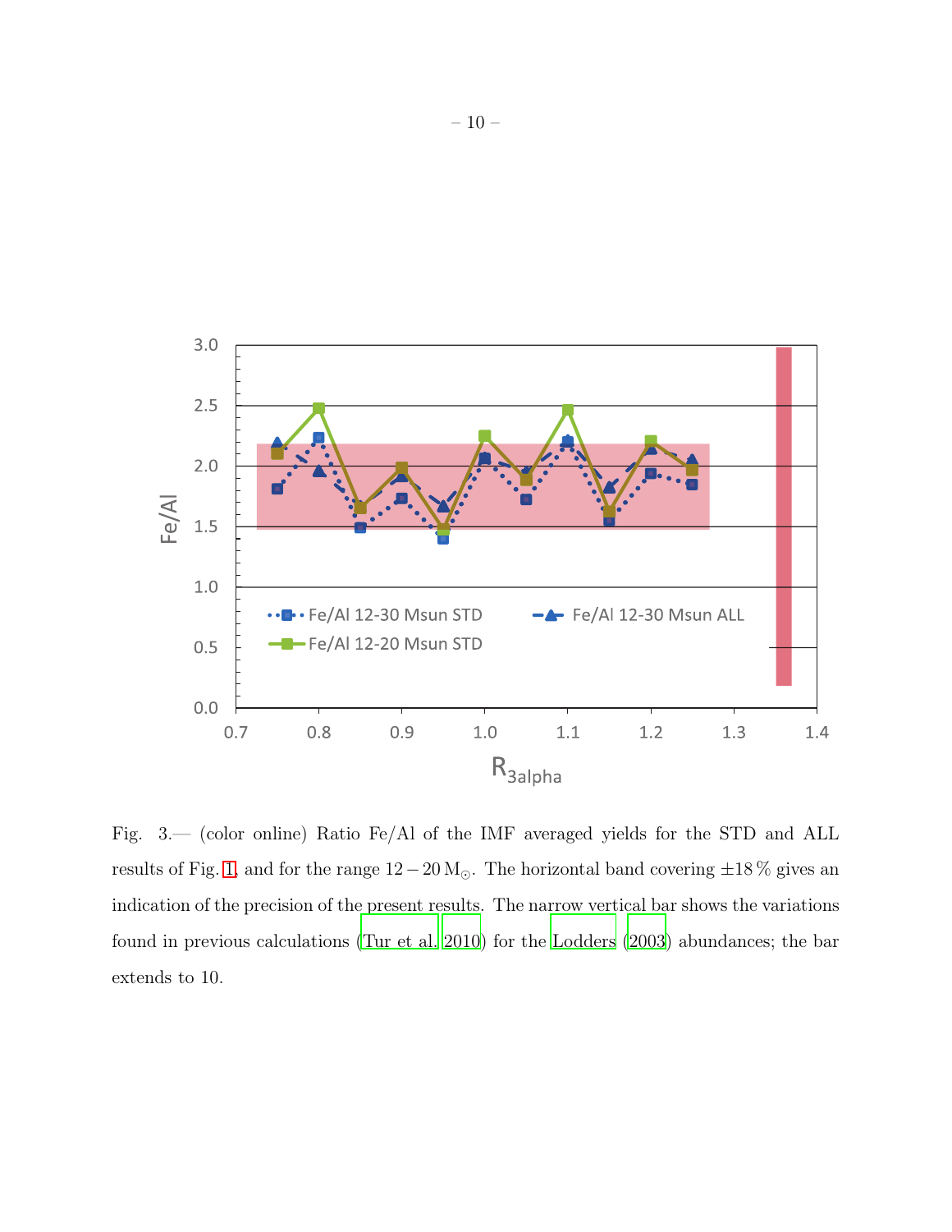Fig. 3.— (color online) Ratio Fe/Al of the IMF averaged yields for the STD and ALL results of Fig. 1, and for the range $12-20\,\mathrm{M}_{\odot}$. The horizontal band covering $\pm 18\,\%$ gives an indication of the precision of the present results. The narrow vertical bar shows the variations found in previous calculations (Tur et al. 2010) for the Lodders (2003) abundances; the bar extends to 10.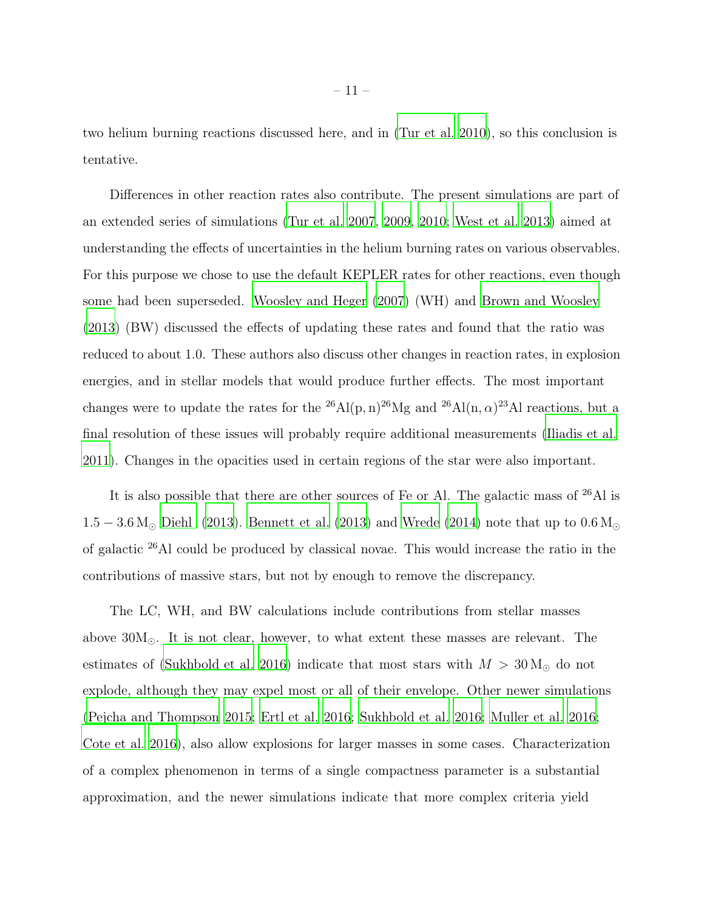two helium burning reactions discussed here, and in (Tur et al. 2010), so this conclusion is tentative.

Differences in other reaction rates also contribute. The present simulations are part of an extended series of simulations (Tur et al. 2007, 2009, 2010; West et al. 2013) aimed at understanding the effects of uncertainties in the helium burning rates on various observables. For this purpose we chose to use the default KEPLER rates for other reactions, even though some had been superseded. Woosley and Heger (2007) (WH) and Brown and Woosley (2013) (BW) discussed the effects of updating these rates and found that the ratio was reduced to about 1.0. These authors also discuss other changes in reaction rates, in explosion energies, and in stellar models that would produce further effects. The most important changes were to update the rates for the $^{26}\mathrm{Al}(\mathrm{p,n})^{26}\mathrm{Mg}$ and $^{26}\mathrm{Al}(\mathrm{n},\alpha)^{23}\mathrm{Al}$ reactions, but a final resolution of these issues will probably require additional measurements (Iliadis et al. 2011). Changes in the opacities used in certain regions of the star were also important.

It is also possible that there are other sources of Fe or Al. The galactic mass of $^{26}$Al is $1.5 - 3.6\,\mathrm{M}_{\odot}$ Diehl (2013). Bennett et al. (2013) and Wrede (2014) note that up to $0.6\,\mathrm{M}_{\odot}$ of galactic $^{26}$Al could be produced by classical novae. This would increase the ratio in the contributions of massive stars, but not by enough to remove the discrepancy.

The LC, WH, and BW calculations include contributions from stellar masses above $30\mathrm{M}_{\odot}$. It is not clear, however, to what extent these masses are relevant. The estimates of (Sukhbold et al. 2016) indicate that most stars with $M > 30\,\mathrm{M}_{\odot}$ do not explode, although they may expel most or all of their envelope. Other newer simulations (Pejcha and Thompson 2015; Ertl et al. 2016; Sukhbold et al. 2016; Muller et al. 2016; Cote et al. 2016), also allow explosions for larger masses in some cases. Characterization of a complex phenomenon in terms of a single compactness parameter is a substantial approximation, and the newer simulations indicate that more complex criteria yield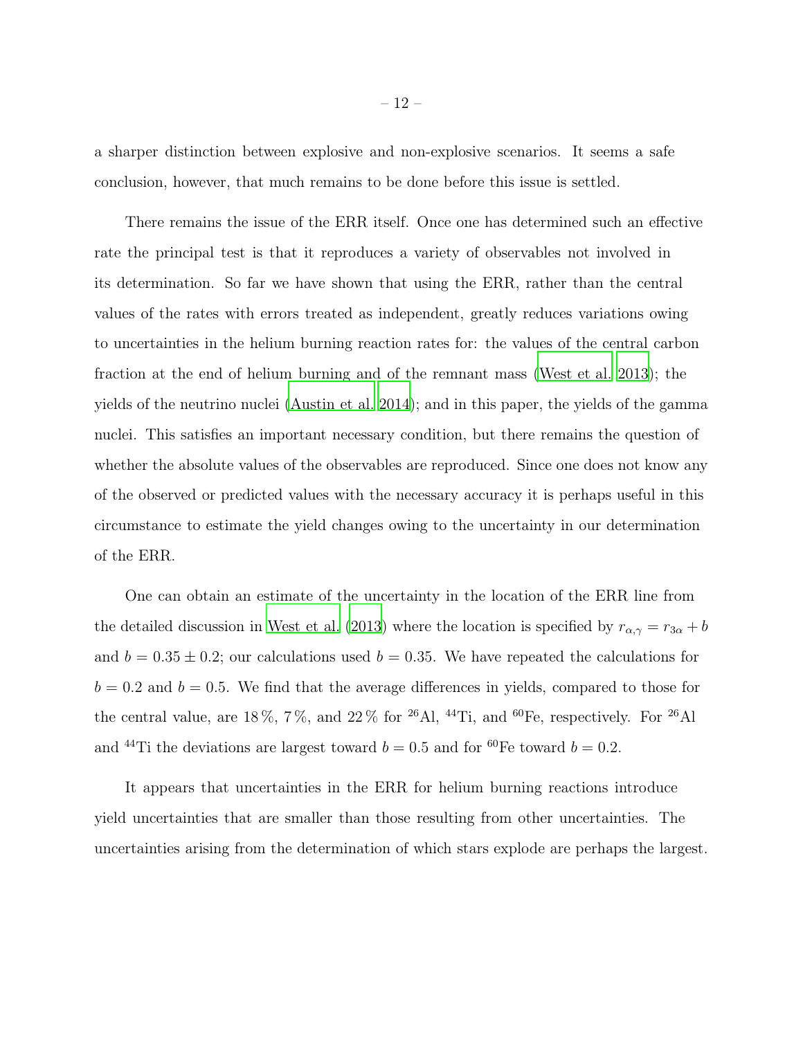a sharper distinction between explosive and non-explosive scenarios. It seems a safe conclusion, however, that much remains to be done before this issue is settled.

There remains the issue of the ERR itself. Once one has determined such an effective rate the principal test is that it reproduces a variety of observables not involved in its determination. So far we have shown that using the ERR, rather than the central values of the rates with errors treated as independent, greatly reduces variations owing to uncertainties in the helium burning reaction rates for: the values of the central carbon fraction at the end of helium burning and of the remnant mass (West et al. 2013); the yields of the neutrino nuclei (Austin et al. 2014); and in this paper, the yields of the gamma nuclei. This satisfies an important necessary condition, but there remains the question of whether the absolute values of the observables are reproduced. Since one does not know any of the observed or predicted values with the necessary accuracy it is perhaps useful in this circumstance to estimate the yield changes owing to the uncertainty in our determination of the ERR.

One can obtain an estimate of the uncertainty in the location of the ERR line from the detailed discussion in West et al. (2013) where the location is specified by $r_{\alpha,\gamma} = r_{3\alpha} + b$ and $b = 0.35 \pm 0.2$; our calculations used $b = 0.35$. We have repeated the calculations for $b = 0.2$ and $b = 0.5$. We find that the average differences in yields, compared to those for the central value, are 18 %, 7 %, and 22 % for $^{26}$Al, $^{44}$Ti, and $^{60}$Fe, respectively. For $^{26}$Al and $^{44}$Ti the deviations are largest toward $b = 0.5$ and for $^{60}$Fe toward $b = 0.2$.

It appears that uncertainties in the ERR for helium burning reactions introduce yield uncertainties that are smaller than those resulting from other uncertainties. The uncertainties arising from the determination of which stars explode are perhaps the largest.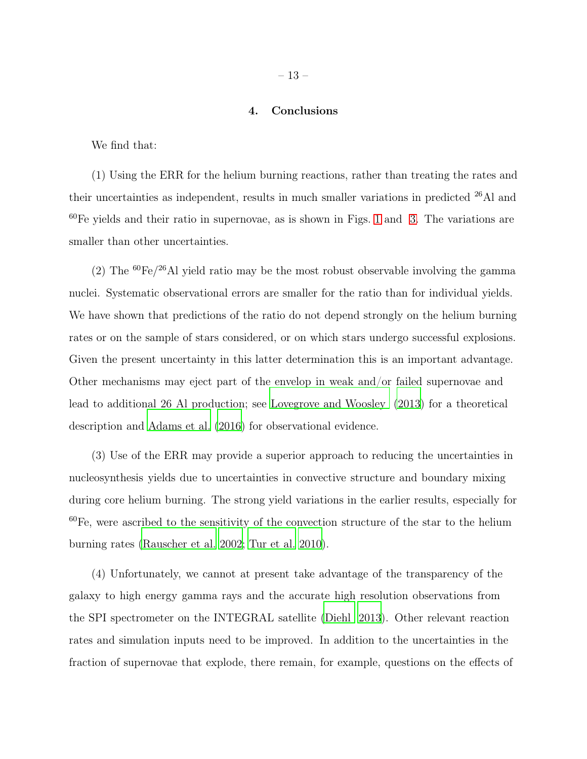## 4. Conclusions

We find that:

(1) Using the ERR for the helium burning reactions, rather than treating the rates and their uncertainties as independent, results in much smaller variations in predicted $^{26}$Al and $^{60}$Fe yields and their ratio in supernovae, as is shown in Figs. 1 and 3. The variations are smaller than other uncertainties.

(2) The $^{60}$Fe/$^{26}$Al yield ratio may be the most robust observable involving the gamma nuclei. Systematic observational errors are smaller for the ratio than for individual yields. We have shown that predictions of the ratio do not depend strongly on the helium burning rates or on the sample of stars considered, or on which stars undergo successful explosions. Given the present uncertainty in this latter determination this is an important advantage. Other mechanisms may eject part of the envelop in weak and/or failed supernovae and lead to additional 26 Al production; see Lovegrove and Woosley (2013) for a theoretical description and Adams et al. (2016) for observational evidence.

(3) Use of the ERR may provide a superior approach to reducing the uncertainties in nucleosynthesis yields due to uncertainties in convective structure and boundary mixing during core helium burning. The strong yield variations in the earlier results, especially for $^{60}$Fe, were ascribed to the sensitivity of the convection structure of the star to the helium burning rates (Rauscher et al. 2002; Tur et al. 2010).

(4) Unfortunately, we cannot at present take advantage of the transparency of the galaxy to high energy gamma rays and the accurate high resolution observations from the SPI spectrometer on the INTEGRAL satellite (Diehl 2013). Other relevant reaction rates and simulation inputs need to be improved. In addition to the uncertainties in the fraction of supernovae that explode, there remain, for example, questions on the effects of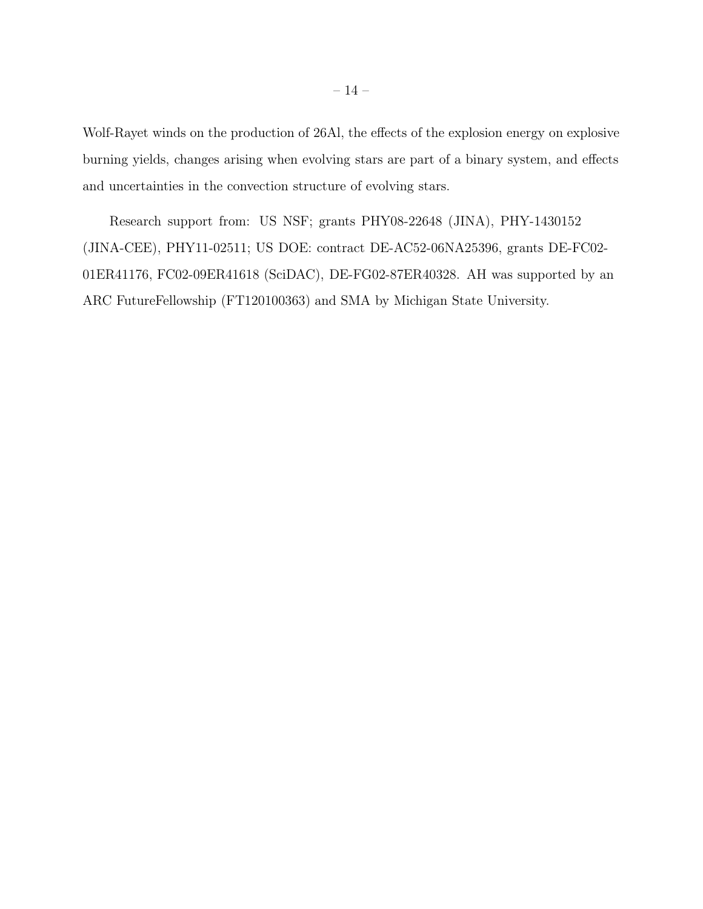Wolf-Rayet winds on the production of 26Al, the effects of the explosion energy on explosive burning yields, changes arising when evolving stars are part of a binary system, and effects and uncertainties in the convection structure of evolving stars.

Research support from: US NSF; grants PHY08-22648 (JINA), PHY-1430152 (JINA-CEE), PHY11-02511; US DOE: contract DE-AC52-06NA25396, grants DE-FC02-01ER41176, FC02-09ER41618 (SciDAC), DE-FG02-87ER40328. AH was supported by an ARC FutureFellowship (FT120100363) and SMA by Michigan State University.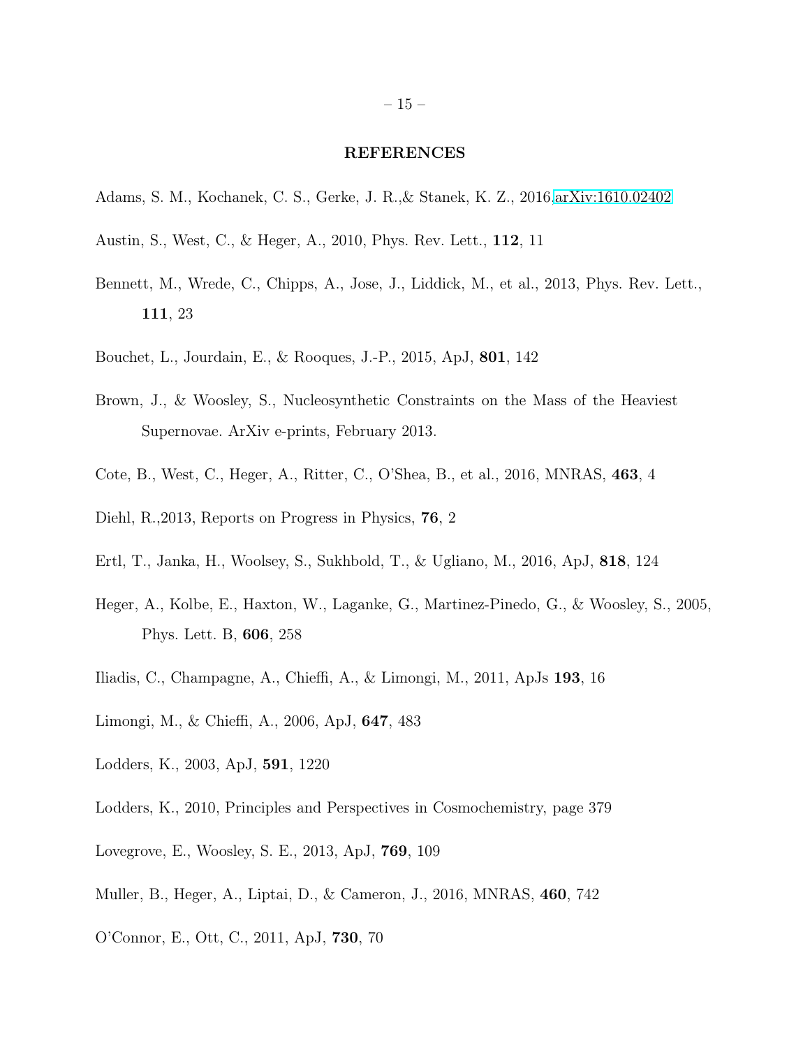## REFERENCES

Adams, S. M., Kochanek, C. S., Gerke, J. R.,& Stanek, K. Z., 2016.arXiv:1610.02402

Austin, S., West, C., & Heger, A., 2010, Phys. Rev. Lett., **112**, 11

Bennett, M., Wrede, C., Chipps, A., Jose, J., Liddick, M., et al., 2013, Phys. Rev. Lett., **111**, 23

Bouchet, L., Jourdain, E., & Rooques, J.-P., 2015, ApJ, **801**, 142

Brown, J., & Woosley, S., Nucleosynthetic Constraints on the Mass of the Heaviest Supernovae. ArXiv e-prints, February 2013.

Cote, B., West, C., Heger, A., Ritter, C., O'Shea, B., et al., 2016, MNRAS, **463**, 4

Diehl, R.,2013, Reports on Progress in Physics, **76**, 2

Ertl, T., Janka, H., Woolsey, S., Sukhbold, T., & Ugliano, M., 2016, ApJ, **818**, 124

Heger, A., Kolbe, E., Haxton, W., Laganke, G., Martinez-Pinedo, G., & Woosley, S., 2005, Phys. Lett. B, **606**, 258

Iliadis, C., Champagne, A., Chieffi, A., & Limongi, M., 2011, ApJs **193**, 16

Limongi, M., & Chieffi, A., 2006, ApJ, **647**, 483

Lodders, K., 2003, ApJ, **591**, 1220

Lodders, K., 2010, Principles and Perspectives in Cosmochemistry, page 379

Lovegrove, E., Woosley, S. E., 2013, ApJ, **769**, 109

Muller, B., Heger, A., Liptai, D., & Cameron, J., 2016, MNRAS, **460**, 742

O'Connor, E., Ott, C., 2011, ApJ, **730**, 70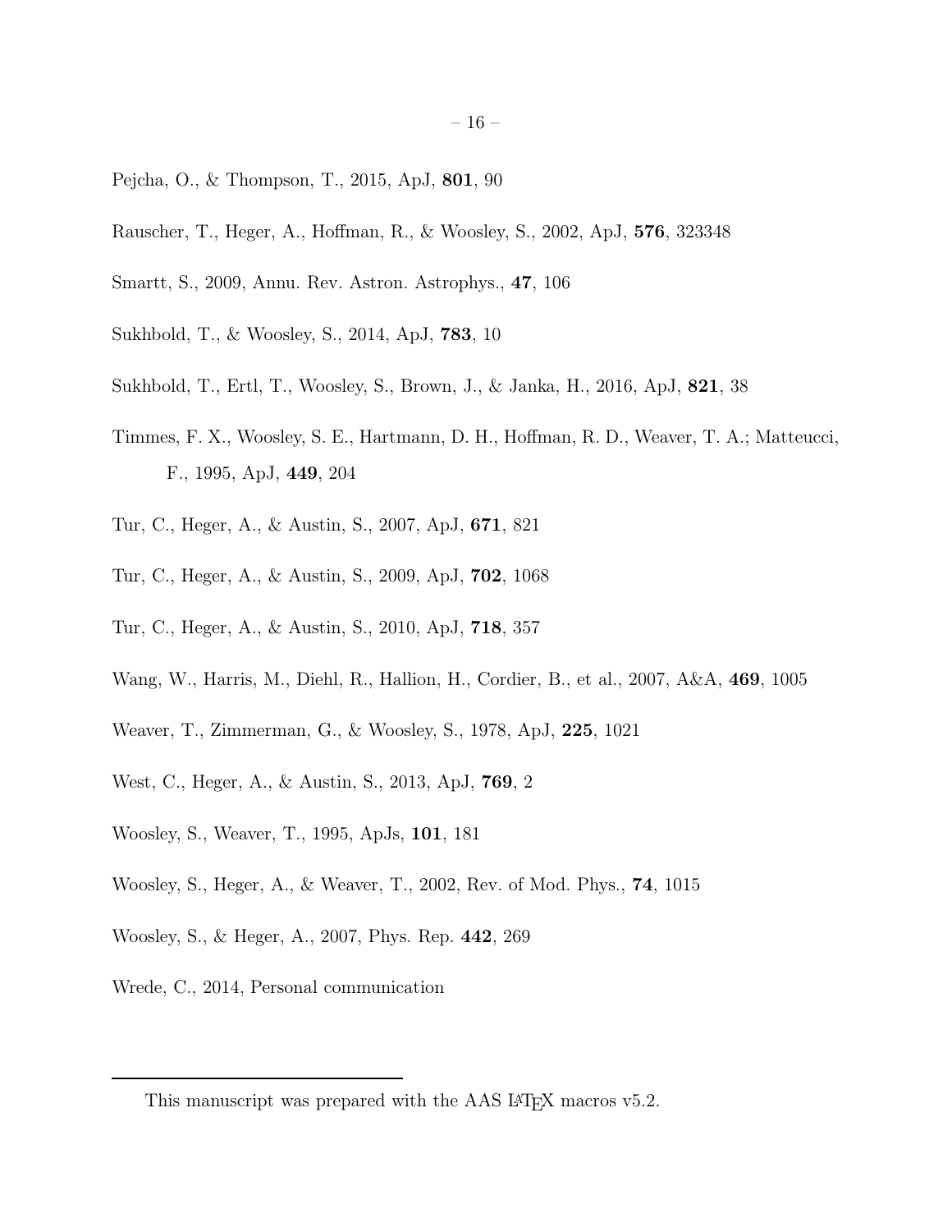Pejcha, O., & Thompson, T., 2015, ApJ, **801**, 90

Rauscher, T., Heger, A., Hoffman, R., & Woosley, S., 2002, ApJ, **576**, 323348

Smartt, S., 2009, Annu. Rev. Astron. Astrophys., **47**, 106

Sukhbold, T., & Woosley, S., 2014, ApJ, **783**, 10

Sukhbold, T., Ertl, T., Woosley, S., Brown, J., & Janka, H., 2016, ApJ, **821**, 38

Timmes, F. X., Woosley, S. E., Hartmann, D. H., Hoffman, R. D., Weaver, T. A.; Matteucci, F., 1995, ApJ, **449**, 204

Tur, C., Heger, A., & Austin, S., 2007, ApJ, **671**, 821

Tur, C., Heger, A., & Austin, S., 2009, ApJ, **702**, 1068

Tur, C., Heger, A., & Austin, S., 2010, ApJ, **718**, 357

Wang, W., Harris, M., Diehl, R., Hallion, H., Cordier, B., et al., 2007, A&A, **469**, 1005

Weaver, T., Zimmerman, G., & Woosley, S., 1978, ApJ, **225**, 1021

West, C., Heger, A., & Austin, S., 2013, ApJ, **769**, 2

Woosley, S., Weaver, T., 1995, ApJs, **101**, 181

Woosley, S., Heger, A., & Weaver, T., 2002, Rev. of Mod. Phys., **74**, 1015

Woosley, S., & Heger, A., 2007, Phys. Rep. **442**, 269

Wrede, C., 2014, Personal communication

---

This manuscript was prepared with the AAS LaTeX macros v5.2.